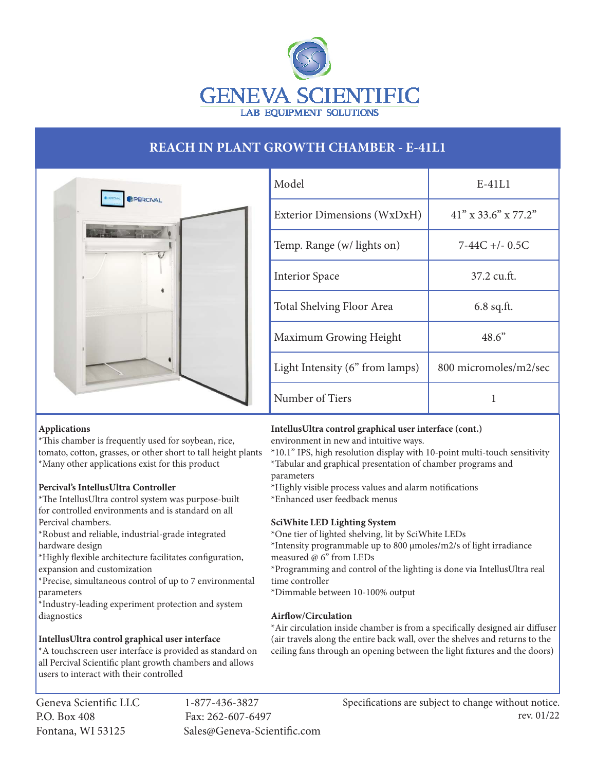# GENEVA SCIENTIFIC

LAB EQUIPMENT SOLUTIONS

## REACH IN PLANT GROWTH CHAMBER - E-41L1

| Model | E-41L1 |
|---|---|
| Exterior Dimensions (WxDxH) | 41" x 33.6" x 77.2" |
| Temp. Range (w/ lights on) | 7-44C +/- 0.5C |
| Interior Space | 37.2 cu.ft. |
| Total Shelving Floor Area | 6.8 sq.ft. |
| Maximum Growing Height | 48.6" |
| Light Intensity (6" from lamps) | 800 micromoles/m2/sec |
| Number of Tiers | 1 |

**Applications**

*This chamber is frequently used for soybean, rice, tomato, cotton, grasses, or other short to tall height plants
*Many other applications exist for this product

**Percival's IntellusUltra Controller**

*The IntellusUltra control system was purpose-built for controlled environments and is standard on all Percival chambers.
*Robust and reliable, industrial-grade integrated hardware design
*Highly flexible architecture facilitates configuration, expansion and customization
*Precise, simultaneous control of up to 7 environmental parameters
*Industry-leading experiment protection and system diagnostics

**IntellusUltra control graphical user interface**

*A touchscreen user interface is provided as standard on all Percival Scientific plant growth chambers and allows users to interact with their controlled environment in new and intuitive ways.
*10.1" IPS, high resolution display with 10-point multi-touch sensitivity
*Tabular and graphical presentation of chamber programs and parameters
*Highly visible process values and alarm notifications
*Enhanced user feedback menus

**SciWhite LED Lighting System**

*One tier of lighted shelving, lit by SciWhite LEDs
*Intensity programmable up to 800 μmoles/m2/s of light irradiance measured @ 6" from LEDs
*Programming and control of the lighting is done via IntellusUltra real time controller
*Dimmable between 10-100% output

**Airflow/Circulation**

*Air circulation inside chamber is from a specifically designed air diffuser (air travels along the entire back wall, over the shelves and returns to the ceiling fans through an opening between the light fixtures and the doors)

Geneva Scientific LLC
P.O. Box 408
Fontana, WI 53125

1-877-436-3827
Fax: 262-607-6497
Sales@Geneva-Scientific.com

Specifications are subject to change without notice.
rev. 01/22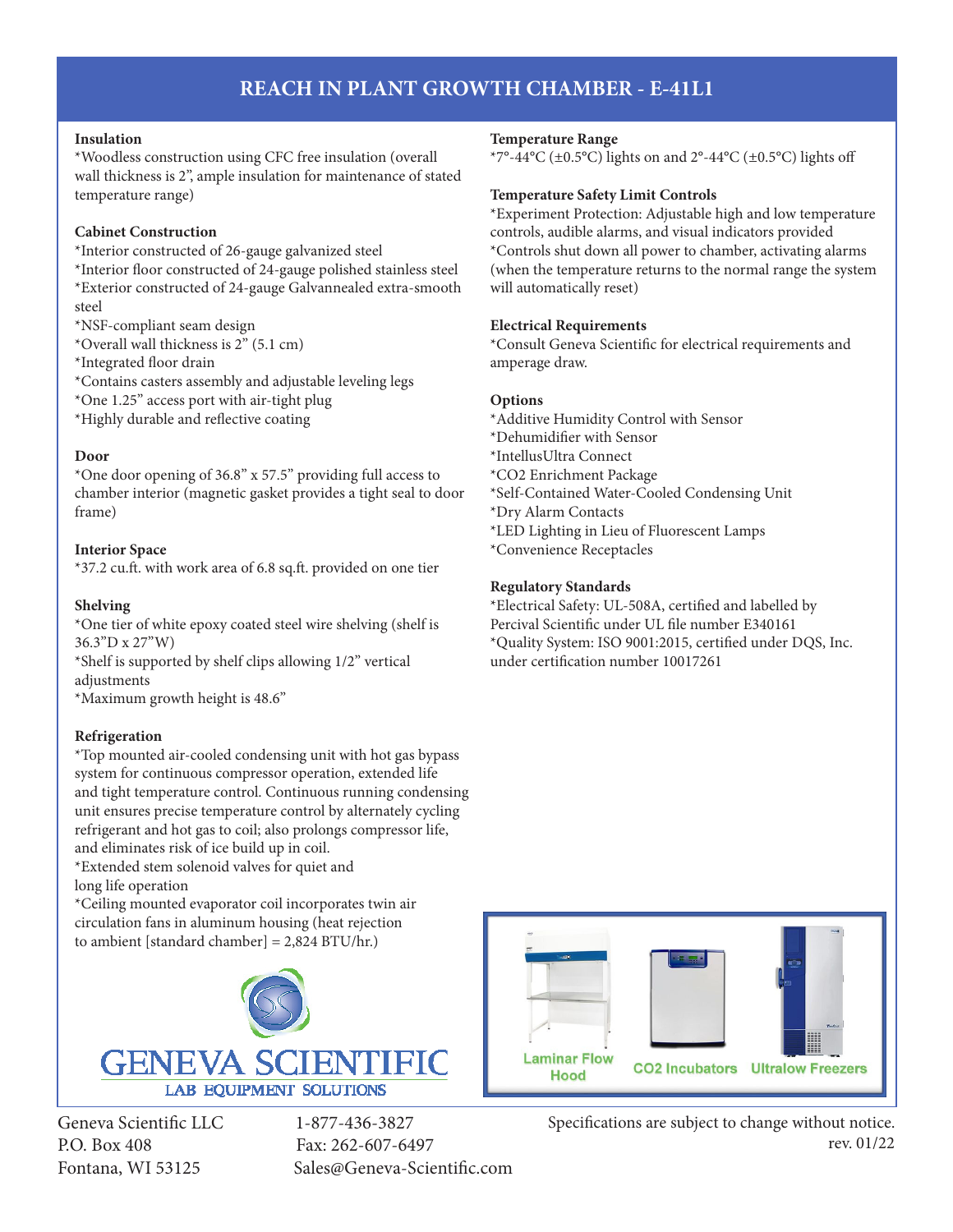# REACH IN PLANT GROWTH CHAMBER - E-41L1

**Insulation**
*Woodless construction using CFC free insulation (overall wall thickness is 2", ample insulation for maintenance of stated temperature range)

**Cabinet Construction**
*Interior constructed of 26-gauge galvanized steel
*Interior floor constructed of 24-gauge polished stainless steel
*Exterior constructed of 24-gauge Galvannealed extra-smooth steel
*NSF-compliant seam design
*Overall wall thickness is 2" (5.1 cm)
*Integrated floor drain
*Contains casters assembly and adjustable leveling legs
*One 1.25" access port with air-tight plug
*Highly durable and reflective coating

**Door**
*One door opening of 36.8" x 57.5" providing full access to chamber interior (magnetic gasket provides a tight seal to door frame)

**Interior Space**
*37.2 cu.ft. with work area of 6.8 sq.ft. provided on one tier

**Shelving**
*One tier of white epoxy coated steel wire shelving (shelf is 36.3"D x 27"W)
*Shelf is supported by shelf clips allowing 1/2" vertical adjustments
*Maximum growth height is 48.6"

**Refrigeration**
*Top mounted air-cooled condensing unit with hot gas bypass system for continuous compressor operation, extended life and tight temperature control. Continuous running condensing unit ensures precise temperature control by alternately cycling refrigerant and hot gas to coil; also prolongs compressor life, and eliminates risk of ice build up in coil.
*Extended stem solenoid valves for quiet and long life operation
*Ceiling mounted evaporator coil incorporates twin air circulation fans in aluminum housing (heat rejection to ambient [standard chamber] = 2,824 BTU/hr.)

**Temperature Range**
*7°-44°C (±0.5°C) lights on and 2°-44°C (±0.5°C) lights off

**Temperature Safety Limit Controls**
*Experiment Protection: Adjustable high and low temperature controls, audible alarms, and visual indicators provided
*Controls shut down all power to chamber, activating alarms (when the temperature returns to the normal range the system will automatically reset)

**Electrical Requirements**
*Consult Geneva Scientific for electrical requirements and amperage draw.

**Options**
*Additive Humidity Control with Sensor
*Dehumidifier with Sensor
*IntellusUltra Connect
*CO2 Enrichment Package
*Self-Contained Water-Cooled Condensing Unit
*Dry Alarm Contacts
*LED Lighting in Lieu of Fluorescent Lamps
*Convenience Receptacles

**Regulatory Standards**
*Electrical Safety: UL-508A, certified and labelled by Percival Scientific under UL file number E340161
*Quality System: ISO 9001:2015, certified under DQS, Inc. under certification number 10017261

GENEVA SCIENTIFIC
LAB EQUIPMENT SOLUTIONS

Laminar Flow Hood
CO2 Incubators
Ultralow Freezers

Geneva Scientific LLC
P.O. Box 408
Fontana, WI 53125

1-877-436-3827
Fax: 262-607-6497
Sales@Geneva-Scientific.com

Specifications are subject to change without notice.
rev. 01/22